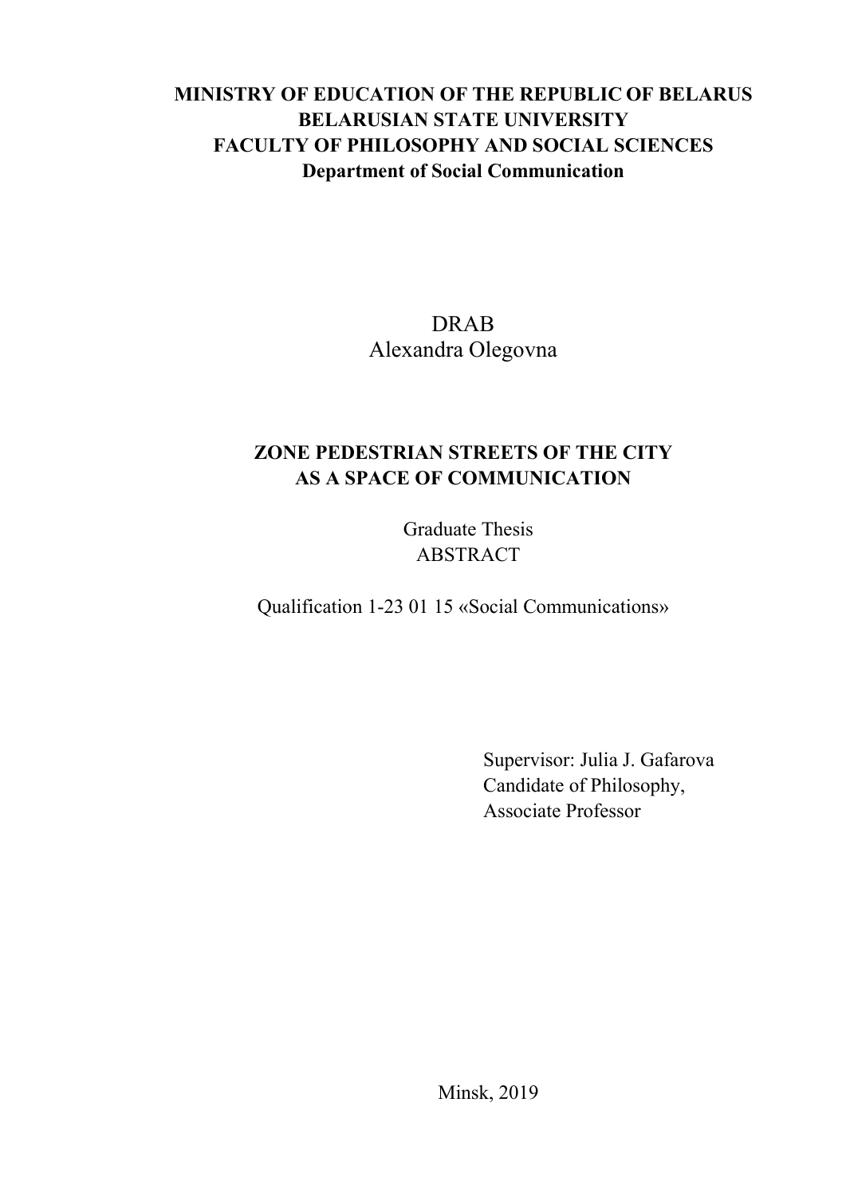**MINISTRY OF EDUCATION OF THE REPUBLIC OF BELARUS**
**BELARUSIAN STATE UNIVERSITY**
**FACULTY OF PHILOSOPHY AND SOCIAL SCIENCES**
**Department of Social Communication**

DRAB
Alexandra Olegovna

# ZONE PEDESTRIAN STREETS OF THE CITY AS A SPACE OF COMMUNICATION

Graduate Thesis
ABSTRACT

Qualification 1-23 01 15 «Social Communications»

Supervisor: Julia J. Gafarova
Candidate of Philosophy,
Associate Professor

Minsk, 2019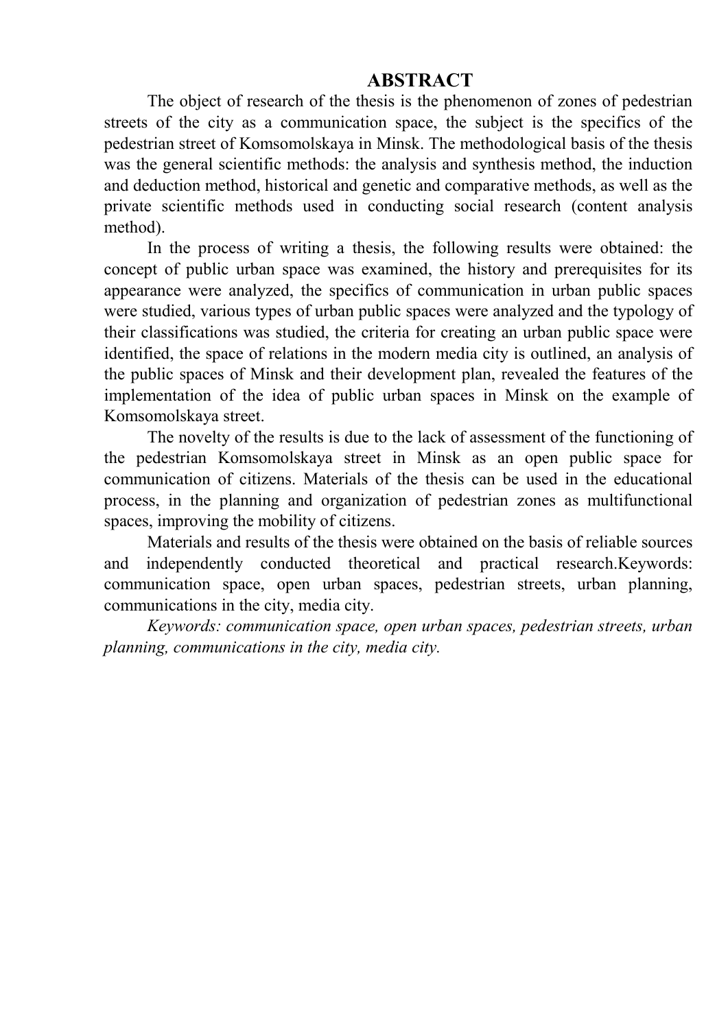# ABSTRACT

The object of research of the thesis is the phenomenon of zones of pedestrian streets of the city as a communication space, the subject is the specifics of the pedestrian street of Komsomolskaya in Minsk. The methodological basis of the thesis was the general scientific methods: the analysis and synthesis method, the induction and deduction method, historical and genetic and comparative methods, as well as the private scientific methods used in conducting social research (content analysis method).

In the process of writing a thesis, the following results were obtained: the concept of public urban space was examined, the history and prerequisites for its appearance were analyzed, the specifics of communication in urban public spaces were studied, various types of urban public spaces were analyzed and the typology of their classifications was studied, the criteria for creating an urban public space were identified, the space of relations in the modern media city is outlined, an analysis of the public spaces of Minsk and their development plan, revealed the features of the implementation of the idea of public urban spaces in Minsk on the example of Komsomolskaya street.

The novelty of the results is due to the lack of assessment of the functioning of the pedestrian Komsomolskaya street in Minsk as an open public space for communication of citizens. Materials of the thesis can be used in the educational process, in the planning and organization of pedestrian zones as multifunctional spaces, improving the mobility of citizens.

Materials and results of the thesis were obtained on the basis of reliable sources and independently conducted theoretical and practical research.Keywords: communication space, open urban spaces, pedestrian streets, urban planning, communications in the city, media city.

*Keywords: communication space, open urban spaces, pedestrian streets, urban planning, communications in the city, media city.*